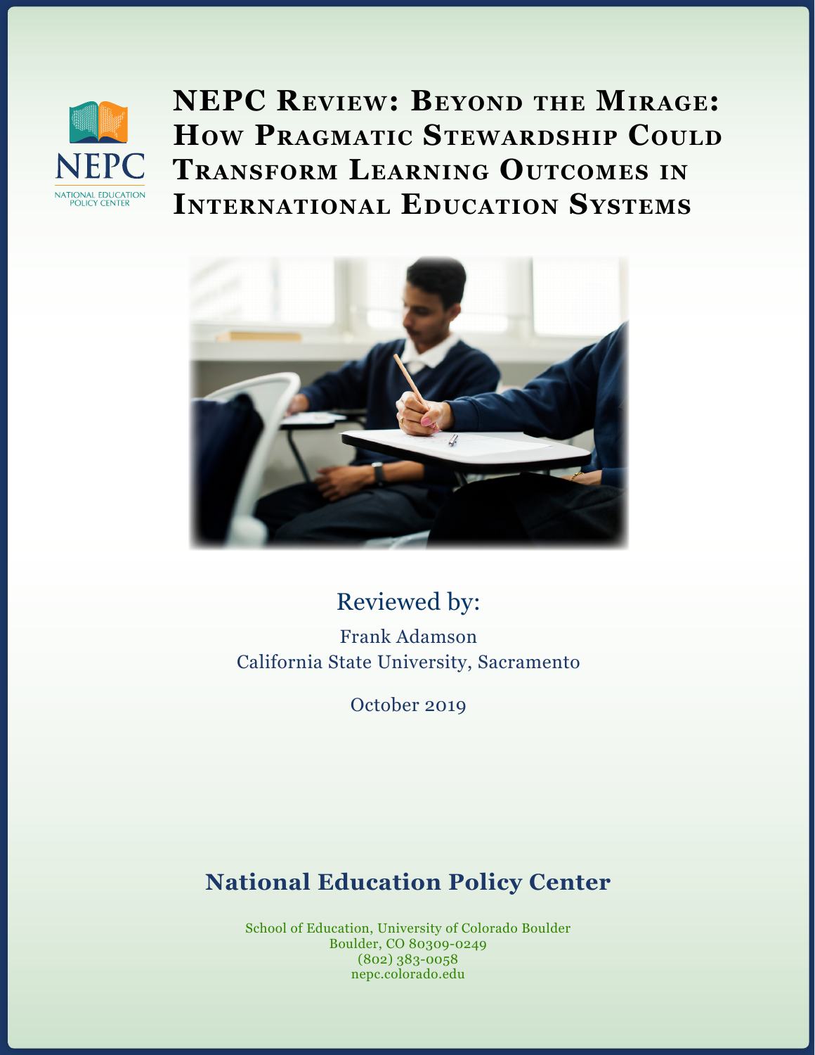# NEPC Review: Beyond the Mirage: How Pragmatic Stewardship Could Transform Learning Outcomes in International Education Systems

Reviewed by:

Frank Adamson
California State University, Sacramento

October 2019

## National Education Policy Center

School of Education, University of Colorado Boulder
Boulder, CO 80309-0249
(802) 383-0058
nepc.colorado.edu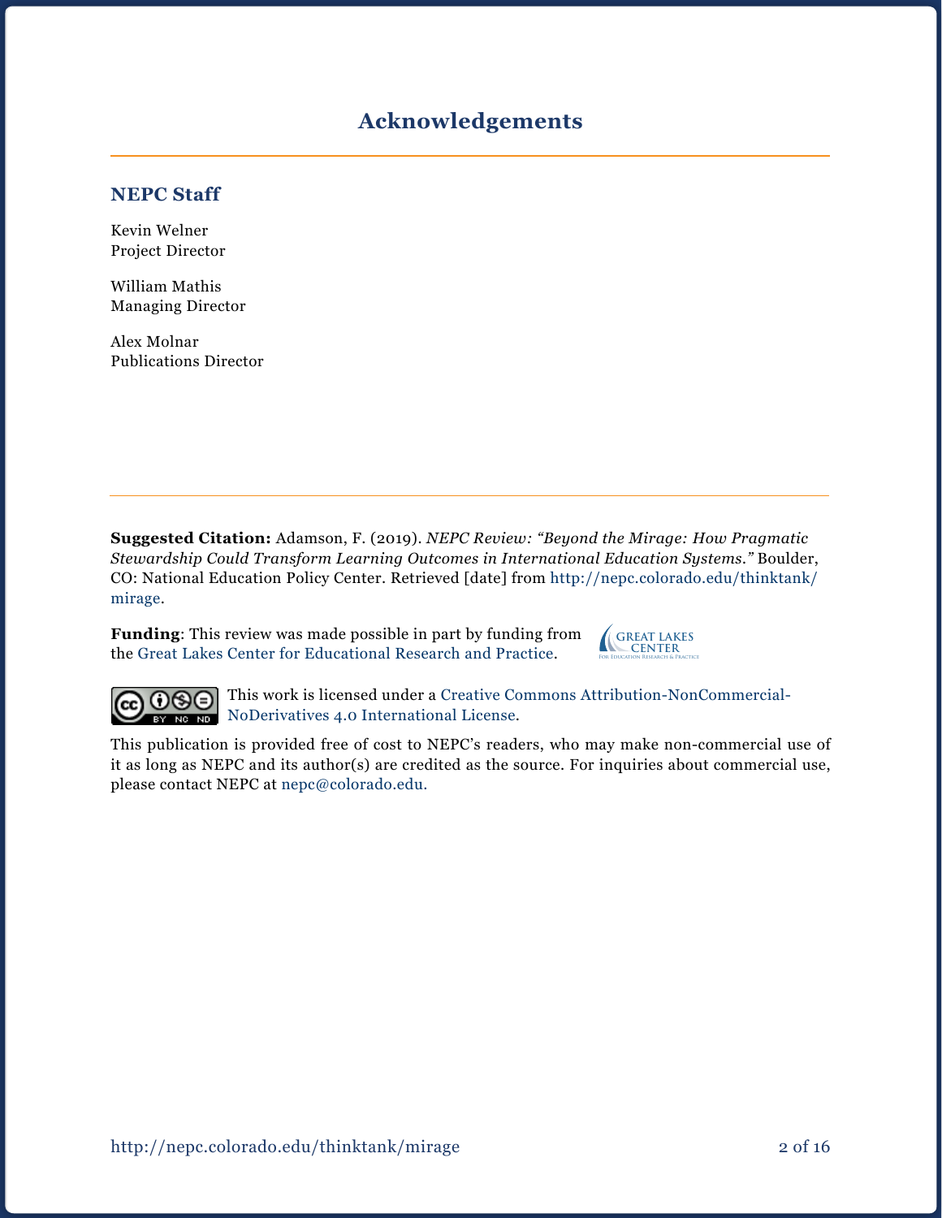# Acknowledgements

## NEPC Staff

Kevin Welner
Project Director

William Mathis
Managing Director

Alex Molnar
Publications Director

---

**Suggested Citation:** Adamson, F. (2019). *NEPC Review: "Beyond the Mirage: How Pragmatic Stewardship Could Transform Learning Outcomes in International Education Systems."* Boulder, CO: National Education Policy Center. Retrieved [date] from http://nepc.colorado.edu/thinktank/mirage.

**Funding**: This review was made possible in part by funding from the Great Lakes Center for Educational Research and Practice.

This work is licensed under a Creative Commons Attribution-NonCommercial-NoDerivatives 4.0 International License.

This publication is provided free of cost to NEPC's readers, who may make non-commercial use of it as long as NEPC and its author(s) are credited as the source. For inquiries about commercial use, please contact NEPC at nepc@colorado.edu.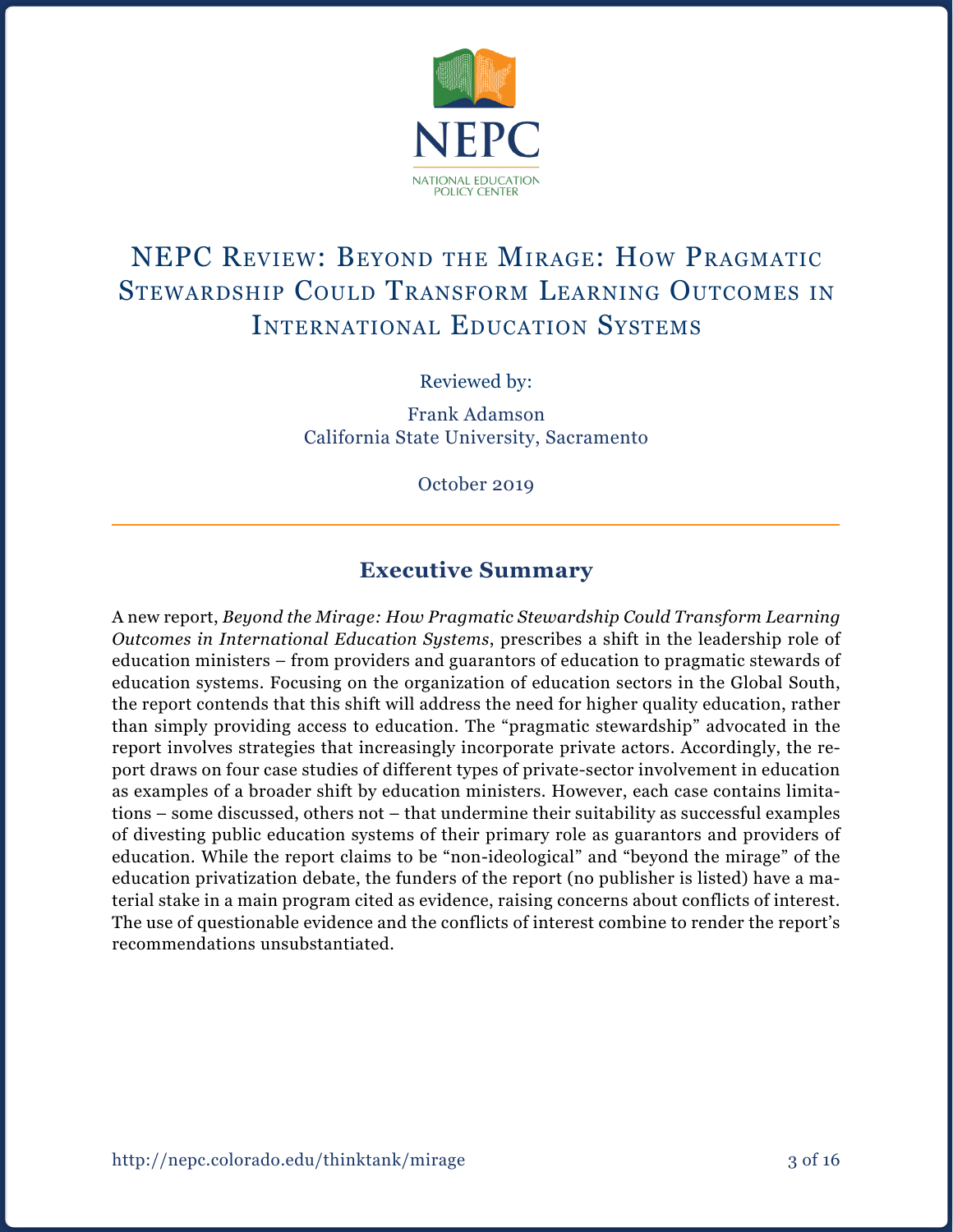NEPC

NATIONAL EDUCATION POLICY CENTER

# NEPC Review: Beyond the Mirage: How Pragmatic Stewardship Could Transform Learning Outcomes in International Education Systems

Reviewed by:

Frank Adamson
California State University, Sacramento

October 2019

## Executive Summary

A new report, *Beyond the Mirage: How Pragmatic Stewardship Could Transform Learning Outcomes in International Education Systems*, prescribes a shift in the leadership role of education ministers – from providers and guarantors of education to pragmatic stewards of education systems. Focusing on the organization of education sectors in the Global South, the report contends that this shift will address the need for higher quality education, rather than simply providing access to education. The "pragmatic stewardship" advocated in the report involves strategies that increasingly incorporate private actors. Accordingly, the report draws on four case studies of different types of private-sector involvement in education as examples of a broader shift by education ministers. However, each case contains limitations – some discussed, others not – that undermine their suitability as successful examples of divesting public education systems of their primary role as guarantors and providers of education. While the report claims to be "non-ideological" and "beyond the mirage" of the education privatization debate, the funders of the report (no publisher is listed) have a material stake in a main program cited as evidence, raising concerns about conflicts of interest. The use of questionable evidence and the conflicts of interest combine to render the report's recommendations unsubstantiated.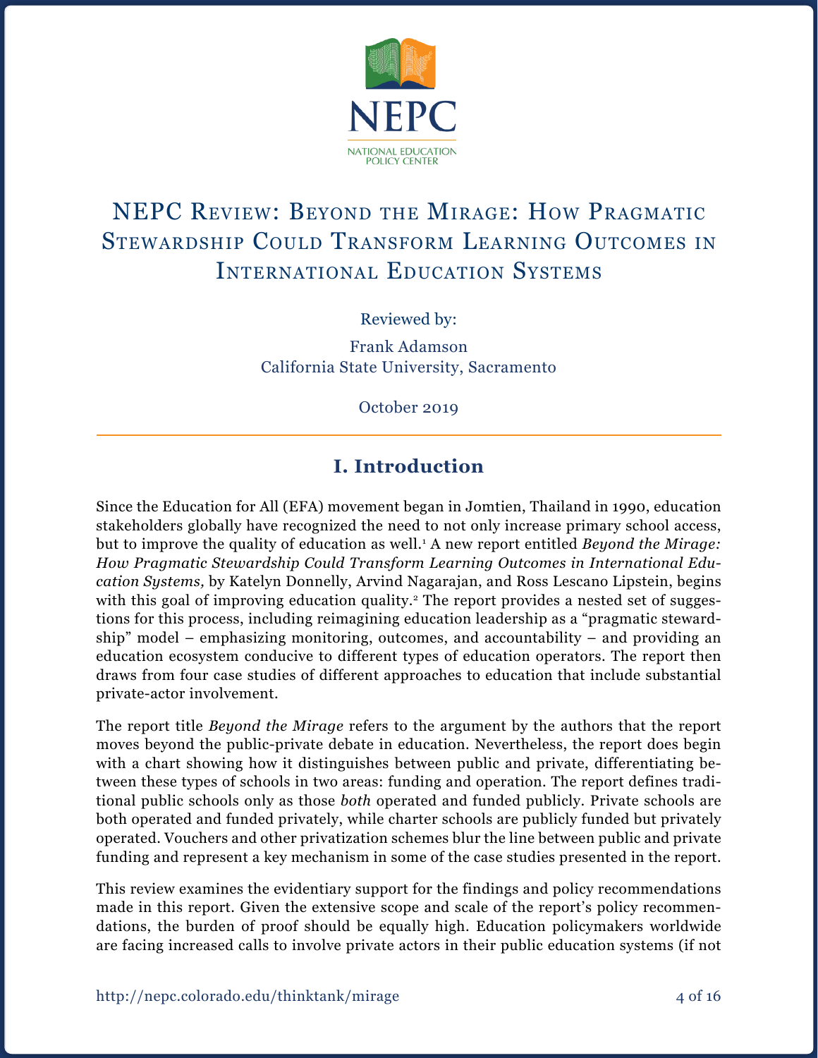NEPC

NATIONAL EDUCATION POLICY CENTER

# NEPC Review: Beyond the Mirage: How Pragmatic Stewardship Could Transform Learning Outcomes in International Education Systems

Reviewed by:

Frank Adamson
California State University, Sacramento

October 2019

## I. Introduction

Since the Education for All (EFA) movement began in Jomtien, Thailand in 1990, education stakeholders globally have recognized the need to not only increase primary school access, but to improve the quality of education as well.[1] A new report entitled *Beyond the Mirage: How Pragmatic Stewardship Could Transform Learning Outcomes in International Education Systems,* by Katelyn Donnelly, Arvind Nagarajan, and Ross Lescano Lipstein, begins with this goal of improving education quality.[2] The report provides a nested set of suggestions for this process, including reimagining education leadership as a "pragmatic stewardship" model – emphasizing monitoring, outcomes, and accountability – and providing an education ecosystem conducive to different types of education operators. The report then draws from four case studies of different approaches to education that include substantial private-actor involvement.

The report title *Beyond the Mirage* refers to the argument by the authors that the report moves beyond the public-private debate in education. Nevertheless, the report does begin with a chart showing how it distinguishes between public and private, differentiating between these types of schools in two areas: funding and operation. The report defines traditional public schools only as those *both* operated and funded publicly. Private schools are both operated and funded privately, while charter schools are publicly funded but privately operated. Vouchers and other privatization schemes blur the line between public and private funding and represent a key mechanism in some of the case studies presented in the report.

This review examines the evidentiary support for the findings and policy recommendations made in this report. Given the extensive scope and scale of the report's policy recommendations, the burden of proof should be equally high. Education policymakers worldwide are facing increased calls to involve private actors in their public education systems (if not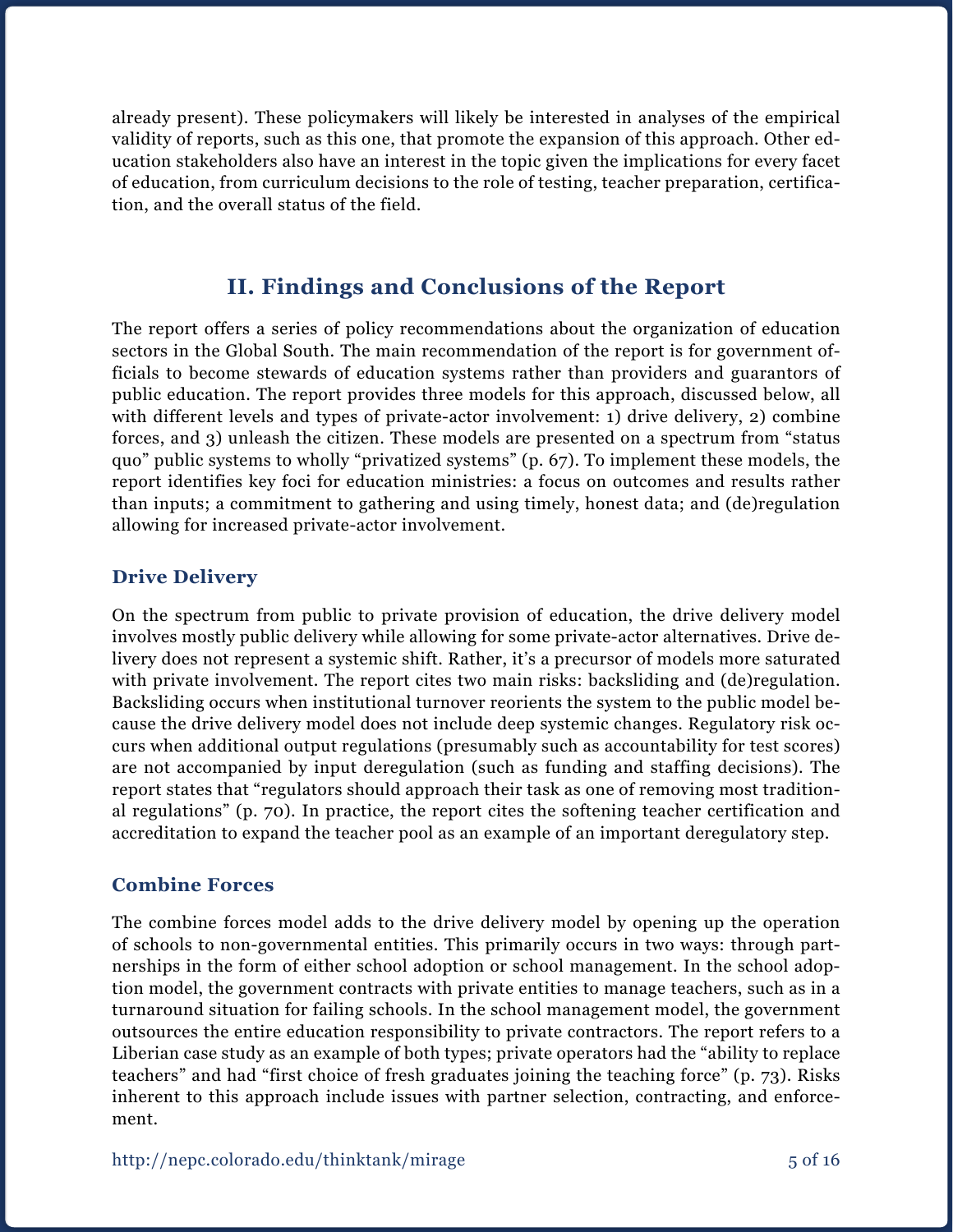already present). These policymakers will likely be interested in analyses of the empirical validity of reports, such as this one, that promote the expansion of this approach. Other education stakeholders also have an interest in the topic given the implications for every facet of education, from curriculum decisions to the role of testing, teacher preparation, certification, and the overall status of the field.

## II. Findings and Conclusions of the Report

The report offers a series of policy recommendations about the organization of education sectors in the Global South. The main recommendation of the report is for government officials to become stewards of education systems rather than providers and guarantors of public education. The report provides three models for this approach, discussed below, all with different levels and types of private-actor involvement: 1) drive delivery, 2) combine forces, and 3) unleash the citizen. These models are presented on a spectrum from "status quo" public systems to wholly "privatized systems" (p. 67). To implement these models, the report identifies key foci for education ministries: a focus on outcomes and results rather than inputs; a commitment to gathering and using timely, honest data; and (de)regulation allowing for increased private-actor involvement.

### Drive Delivery

On the spectrum from public to private provision of education, the drive delivery model involves mostly public delivery while allowing for some private-actor alternatives. Drive delivery does not represent a systemic shift. Rather, it's a precursor of models more saturated with private involvement. The report cites two main risks: backsliding and (de)regulation. Backsliding occurs when institutional turnover reorients the system to the public model because the drive delivery model does not include deep systemic changes. Regulatory risk occurs when additional output regulations (presumably such as accountability for test scores) are not accompanied by input deregulation (such as funding and staffing decisions). The report states that "regulators should approach their task as one of removing most traditional regulations" (p. 70). In practice, the report cites the softening teacher certification and accreditation to expand the teacher pool as an example of an important deregulatory step.

### Combine Forces

The combine forces model adds to the drive delivery model by opening up the operation of schools to non-governmental entities. This primarily occurs in two ways: through partnerships in the form of either school adoption or school management. In the school adoption model, the government contracts with private entities to manage teachers, such as in a turnaround situation for failing schools. In the school management model, the government outsources the entire education responsibility to private contractors. The report refers to a Liberian case study as an example of both types; private operators had the "ability to replace teachers" and had "first choice of fresh graduates joining the teaching force" (p. 73). Risks inherent to this approach include issues with partner selection, contracting, and enforcement.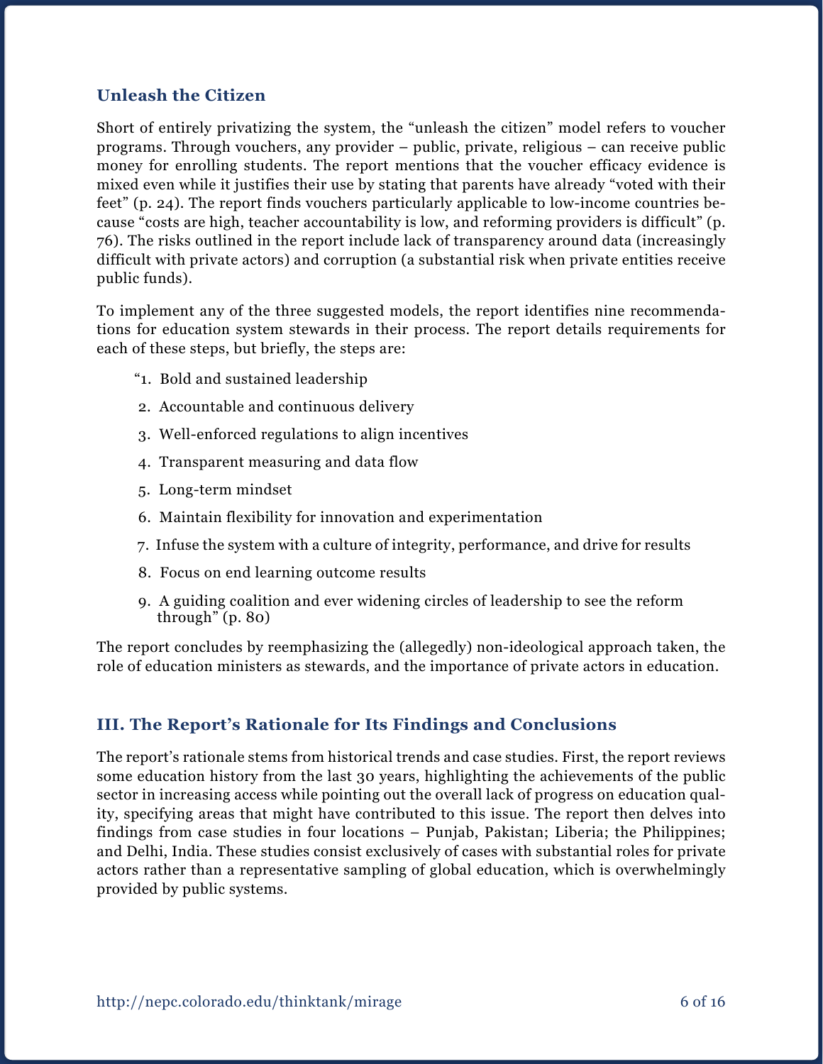### Unleash the Citizen

Short of entirely privatizing the system, the "unleash the citizen" model refers to voucher programs. Through vouchers, any provider – public, private, religious – can receive public money for enrolling students. The report mentions that the voucher efficacy evidence is mixed even while it justifies their use by stating that parents have already "voted with their feet" (p. 24). The report finds vouchers particularly applicable to low-income countries because "costs are high, teacher accountability is low, and reforming providers is difficult" (p. 76). The risks outlined in the report include lack of transparency around data (increasingly difficult with private actors) and corruption (a substantial risk when private entities receive public funds).

To implement any of the three suggested models, the report identifies nine recommendations for education system stewards in their process. The report details requirements for each of these steps, but briefly, the steps are:

"1. Bold and sustained leadership
2. Accountable and continuous delivery
3. Well-enforced regulations to align incentives
4. Transparent measuring and data flow
5. Long-term mindset
6. Maintain flexibility for innovation and experimentation
7. Infuse the system with a culture of integrity, performance, and drive for results
8. Focus on end learning outcome results
9. A guiding coalition and ever widening circles of leadership to see the reform through" (p. 80)

The report concludes by reemphasizing the (allegedly) non-ideological approach taken, the role of education ministers as stewards, and the importance of private actors in education.

## III. The Report's Rationale for Its Findings and Conclusions

The report's rationale stems from historical trends and case studies. First, the report reviews some education history from the last 30 years, highlighting the achievements of the public sector in increasing access while pointing out the overall lack of progress on education quality, specifying areas that might have contributed to this issue. The report then delves into findings from case studies in four locations – Punjab, Pakistan; Liberia; the Philippines; and Delhi, India. These studies consist exclusively of cases with substantial roles for private actors rather than a representative sampling of global education, which is overwhelmingly provided by public systems.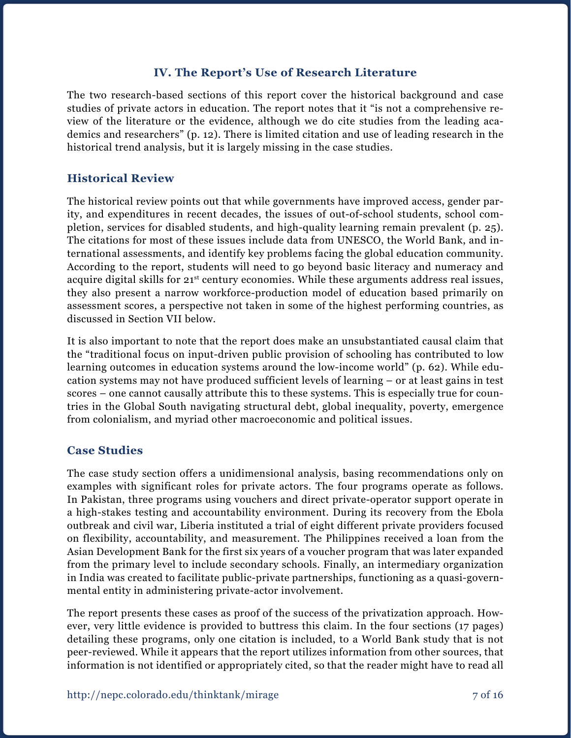## IV. The Report's Use of Research Literature

The two research-based sections of this report cover the historical background and case studies of private actors in education. The report notes that it "is not a comprehensive review of the literature or the evidence, although we do cite studies from the leading academics and researchers" (p. 12). There is limited citation and use of leading research in the historical trend analysis, but it is largely missing in the case studies.

### Historical Review

The historical review points out that while governments have improved access, gender parity, and expenditures in recent decades, the issues of out-of-school students, school completion, services for disabled students, and high-quality learning remain prevalent (p. 25). The citations for most of these issues include data from UNESCO, the World Bank, and international assessments, and identify key problems facing the global education community. According to the report, students will need to go beyond basic literacy and numeracy and acquire digital skills for 21st century economies. While these arguments address real issues, they also present a narrow workforce-production model of education based primarily on assessment scores, a perspective not taken in some of the highest performing countries, as discussed in Section VII below.

It is also important to note that the report does make an unsubstantiated causal claim that the "traditional focus on input-driven public provision of schooling has contributed to low learning outcomes in education systems around the low-income world" (p. 62). While education systems may not have produced sufficient levels of learning – or at least gains in test scores – one cannot causally attribute this to these systems. This is especially true for countries in the Global South navigating structural debt, global inequality, poverty, emergence from colonialism, and myriad other macroeconomic and political issues.

### Case Studies

The case study section offers a unidimensional analysis, basing recommendations only on examples with significant roles for private actors. The four programs operate as follows. In Pakistan, three programs using vouchers and direct private-operator support operate in a high-stakes testing and accountability environment. During its recovery from the Ebola outbreak and civil war, Liberia instituted a trial of eight different private providers focused on flexibility, accountability, and measurement. The Philippines received a loan from the Asian Development Bank for the first six years of a voucher program that was later expanded from the primary level to include secondary schools. Finally, an intermediary organization in India was created to facilitate public-private partnerships, functioning as a quasi-governmental entity in administering private-actor involvement.

The report presents these cases as proof of the success of the privatization approach. However, very little evidence is provided to buttress this claim. In the four sections (17 pages) detailing these programs, only one citation is included, to a World Bank study that is not peer-reviewed. While it appears that the report utilizes information from other sources, that information is not identified or appropriately cited, so that the reader might have to read all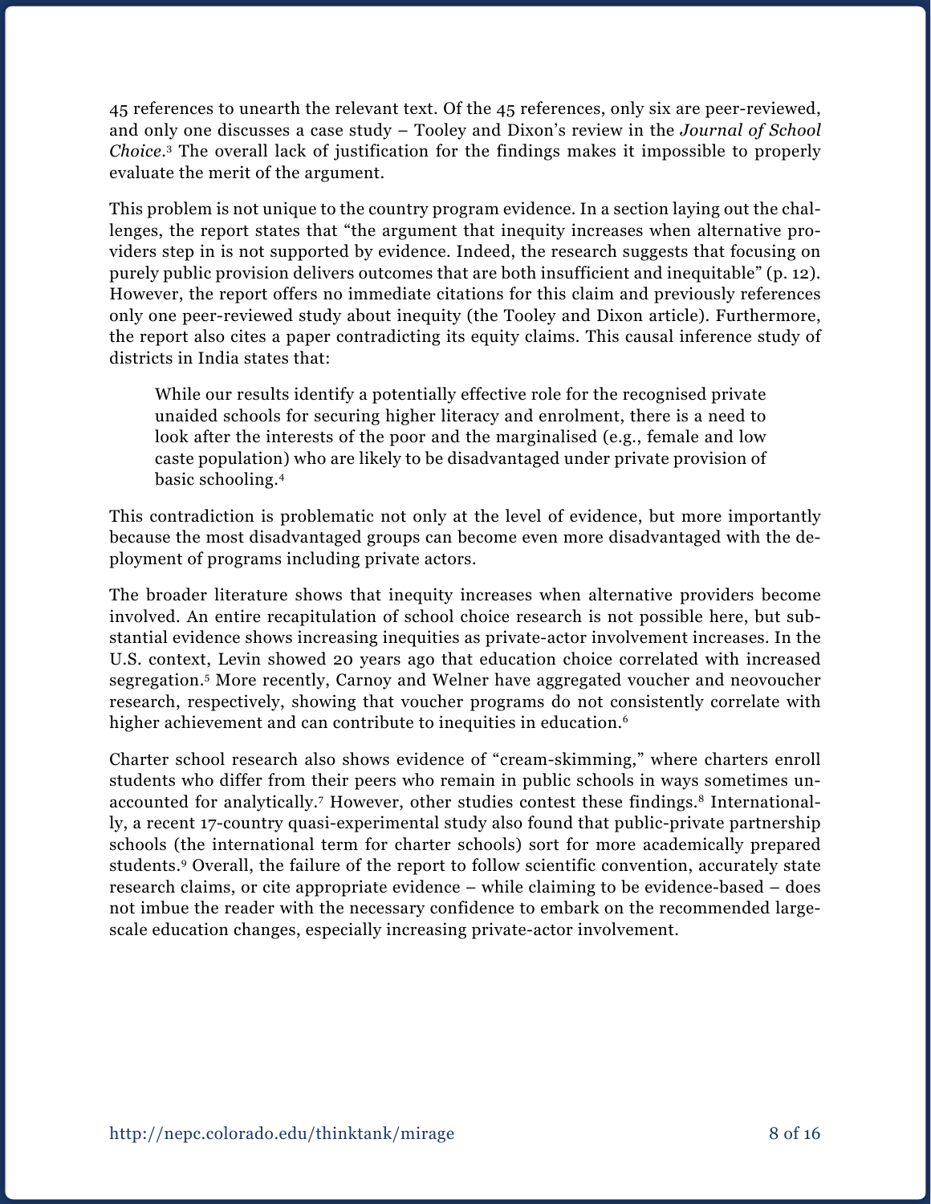45 references to unearth the relevant text. Of the 45 references, only six are peer-reviewed, and only one discusses a case study – Tooley and Dixon's review in the *Journal of School Choice*.[3] The overall lack of justification for the findings makes it impossible to properly evaluate the merit of the argument.

This problem is not unique to the country program evidence. In a section laying out the challenges, the report states that "the argument that inequity increases when alternative providers step in is not supported by evidence. Indeed, the research suggests that focusing on purely public provision delivers outcomes that are both insufficient and inequitable" (p. 12). However, the report offers no immediate citations for this claim and previously references only one peer-reviewed study about inequity (the Tooley and Dixon article). Furthermore, the report also cites a paper contradicting its equity claims. This causal inference study of districts in India states that:

> While our results identify a potentially effective role for the recognised private unaided schools for securing higher literacy and enrolment, there is a need to look after the interests of the poor and the marginalised (e.g., female and low caste population) who are likely to be disadvantaged under private provision of basic schooling.[4]

This contradiction is problematic not only at the level of evidence, but more importantly because the most disadvantaged groups can become even more disadvantaged with the deployment of programs including private actors.

The broader literature shows that inequity increases when alternative providers become involved. An entire recapitulation of school choice research is not possible here, but substantial evidence shows increasing inequities as private-actor involvement increases. In the U.S. context, Levin showed 20 years ago that education choice correlated with increased segregation.[5] More recently, Carnoy and Welner have aggregated voucher and neovoucher research, respectively, showing that voucher programs do not consistently correlate with higher achievement and can contribute to inequities in education.[6]

Charter school research also shows evidence of "cream-skimming," where charters enroll students who differ from their peers who remain in public schools in ways sometimes unaccounted for analytically.[7] However, other studies contest these findings.[8] Internationally, a recent 17-country quasi-experimental study also found that public-private partnership schools (the international term for charter schools) sort for more academically prepared students.[9] Overall, the failure of the report to follow scientific convention, accurately state research claims, or cite appropriate evidence – while claiming to be evidence-based – does not imbue the reader with the necessary confidence to embark on the recommended large-scale education changes, especially increasing private-actor involvement.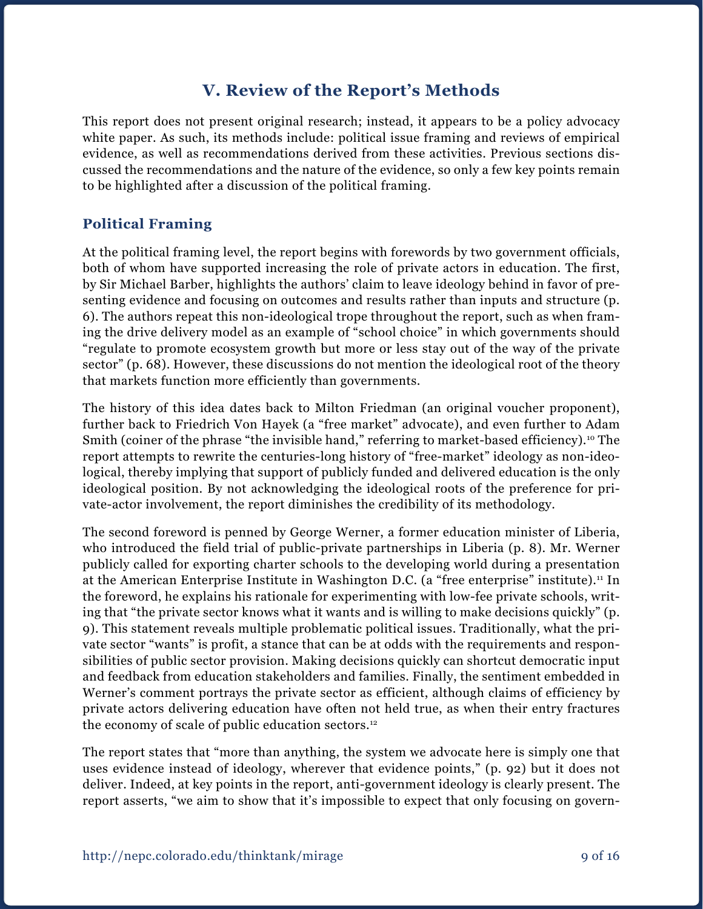## V. Review of the Report's Methods

This report does not present original research; instead, it appears to be a policy advocacy white paper. As such, its methods include: political issue framing and reviews of empirical evidence, as well as recommendations derived from these activities. Previous sections discussed the recommendations and the nature of the evidence, so only a few key points remain to be highlighted after a discussion of the political framing.

### Political Framing

At the political framing level, the report begins with forewords by two government officials, both of whom have supported increasing the role of private actors in education. The first, by Sir Michael Barber, highlights the authors' claim to leave ideology behind in favor of presenting evidence and focusing on outcomes and results rather than inputs and structure (p. 6). The authors repeat this non-ideological trope throughout the report, such as when framing the drive delivery model as an example of "school choice" in which governments should "regulate to promote ecosystem growth but more or less stay out of the way of the private sector" (p. 68). However, these discussions do not mention the ideological root of the theory that markets function more efficiently than governments.

The history of this idea dates back to Milton Friedman (an original voucher proponent), further back to Friedrich Von Hayek (a "free market" advocate), and even further to Adam Smith (coiner of the phrase "the invisible hand," referring to market-based efficiency).[10] The report attempts to rewrite the centuries-long history of "free-market" ideology as non-ideological, thereby implying that support of publicly funded and delivered education is the only ideological position. By not acknowledging the ideological roots of the preference for private-actor involvement, the report diminishes the credibility of its methodology.

The second foreword is penned by George Werner, a former education minister of Liberia, who introduced the field trial of public-private partnerships in Liberia (p. 8). Mr. Werner publicly called for exporting charter schools to the developing world during a presentation at the American Enterprise Institute in Washington D.C. (a "free enterprise" institute).[11] In the foreword, he explains his rationale for experimenting with low-fee private schools, writing that "the private sector knows what it wants and is willing to make decisions quickly" (p. 9). This statement reveals multiple problematic political issues. Traditionally, what the private sector "wants" is profit, a stance that can be at odds with the requirements and responsibilities of public sector provision. Making decisions quickly can shortcut democratic input and feedback from education stakeholders and families. Finally, the sentiment embedded in Werner's comment portrays the private sector as efficient, although claims of efficiency by private actors delivering education have often not held true, as when their entry fractures the economy of scale of public education sectors.[12]

The report states that "more than anything, the system we advocate here is simply one that uses evidence instead of ideology, wherever that evidence points," (p. 92) but it does not deliver. Indeed, at key points in the report, anti-government ideology is clearly present. The report asserts, "we aim to show that it's impossible to expect that only focusing on govern-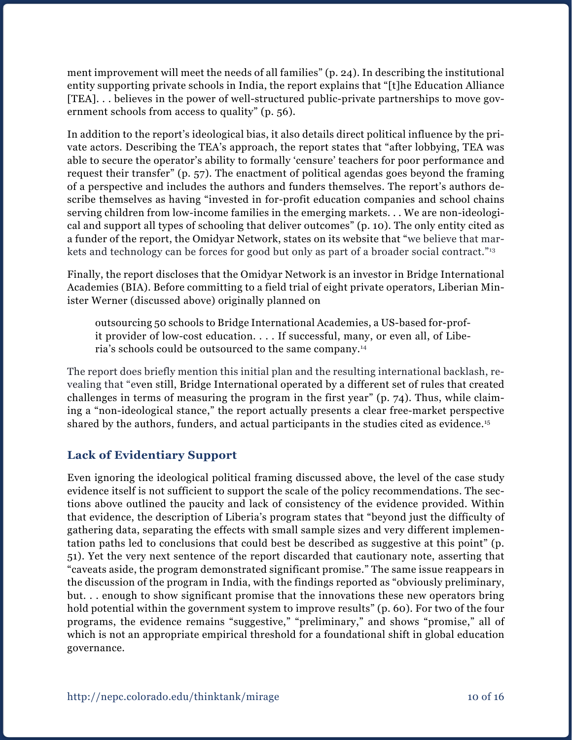ment improvement will meet the needs of all families" (p. 24). In describing the institutional entity supporting private schools in India, the report explains that "[t]he Education Alliance [TEA]. . . believes in the power of well-structured public-private partnerships to move government schools from access to quality" (p. 56).

In addition to the report's ideological bias, it also details direct political influence by the private actors. Describing the TEA's approach, the report states that "after lobbying, TEA was able to secure the operator's ability to formally 'censure' teachers for poor performance and request their transfer" (p. 57). The enactment of political agendas goes beyond the framing of a perspective and includes the authors and funders themselves. The report's authors describe themselves as having "invested in for-profit education companies and school chains serving children from low-income families in the emerging markets. . . We are non-ideological and support all types of schooling that deliver outcomes" (p. 10). The only entity cited as a funder of the report, the Omidyar Network, states on its website that "we believe that markets and technology can be forces for good but only as part of a broader social contract."[13]

Finally, the report discloses that the Omidyar Network is an investor in Bridge International Academies (BIA). Before committing to a field trial of eight private operators, Liberian Minister Werner (discussed above) originally planned on

> outsourcing 50 schools to Bridge International Academies, a US-based for-profit provider of low-cost education. . . . If successful, many, or even all, of Liberia's schools could be outsourced to the same company.[14]

The report does briefly mention this initial plan and the resulting international backlash, revealing that "even still, Bridge International operated by a different set of rules that created challenges in terms of measuring the program in the first year" (p. 74). Thus, while claiming a "non-ideological stance," the report actually presents a clear free-market perspective shared by the authors, funders, and actual participants in the studies cited as evidence.[15]

### Lack of Evidentiary Support

Even ignoring the ideological political framing discussed above, the level of the case study evidence itself is not sufficient to support the scale of the policy recommendations. The sections above outlined the paucity and lack of consistency of the evidence provided. Within that evidence, the description of Liberia's program states that "beyond just the difficulty of gathering data, separating the effects with small sample sizes and very different implementation paths led to conclusions that could best be described as suggestive at this point" (p. 51). Yet the very next sentence of the report discarded that cautionary note, asserting that "caveats aside, the program demonstrated significant promise." The same issue reappears in the discussion of the program in India, with the findings reported as "obviously preliminary, but. . . enough to show significant promise that the innovations these new operators bring hold potential within the government system to improve results" (p. 60). For two of the four programs, the evidence remains "suggestive," "preliminary," and shows "promise," all of which is not an appropriate empirical threshold for a foundational shift in global education governance.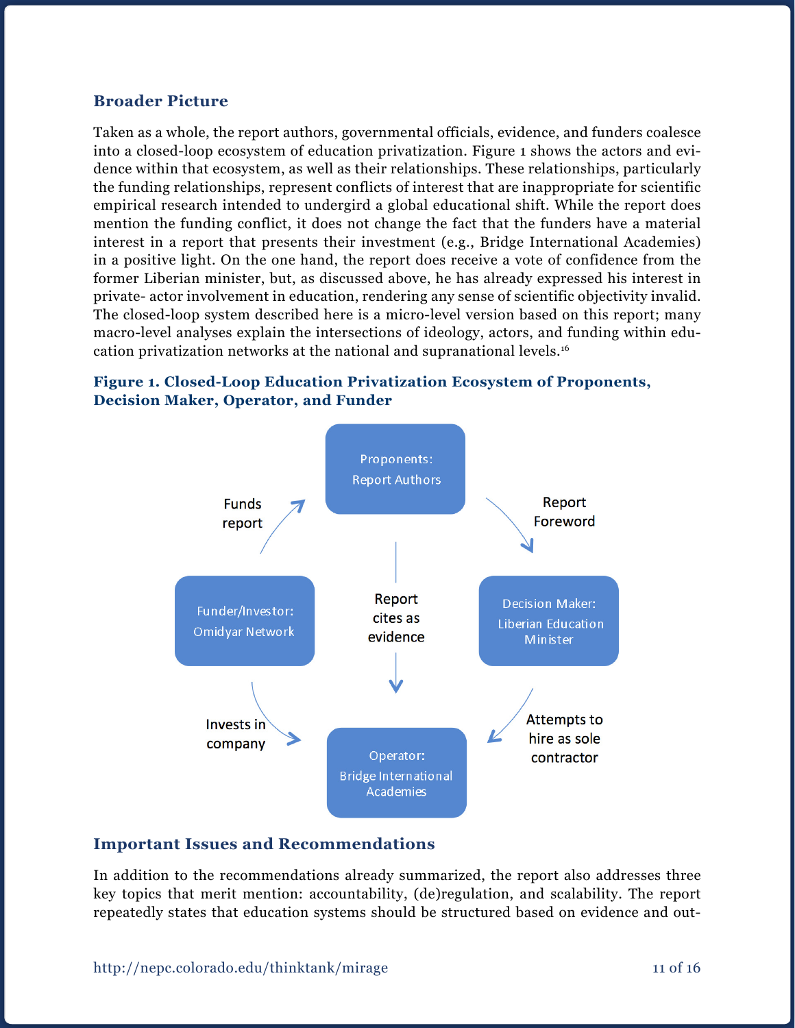## Broader Picture

Taken as a whole, the report authors, governmental officials, evidence, and funders coalesce into a closed-loop ecosystem of education privatization. Figure 1 shows the actors and evidence within that ecosystem, as well as their relationships. These relationships, particularly the funding relationships, represent conflicts of interest that are inappropriate for scientific empirical research intended to undergird a global educational shift. While the report does mention the funding conflict, it does not change the fact that the funders have a material interest in a report that presents their investment (e.g., Bridge International Academies) in a positive light. On the one hand, the report does receive a vote of confidence from the former Liberian minister, but, as discussed above, he has already expressed his interest in private- actor involvement in education, rendering any sense of scientific objectivity invalid. The closed-loop system described here is a micro-level version based on this report; many macro-level analyses explain the intersections of ideology, actors, and funding within education privatization networks at the national and supranational levels.[16]

### Figure 1. Closed-Loop Education Privatization Ecosystem of Proponents, Decision Maker, Operator, and Funder

- Proponents: Report Authors → (Report Foreword) → Decision Maker: Liberian Education Minister
- Decision Maker: Liberian Education Minister → (Attempts to hire as sole contractor) → Operator: Bridge International Academies
- Funder/Investor: Omidyar Network → (Invests in company) → Operator: Bridge International Academies
- Funder/Investor: Omidyar Network → (Funds report) → Proponents: Report Authors
- Proponents: Report Authors → (Report cites as evidence) → Operator: Bridge International Academies

## Important Issues and Recommendations

In addition to the recommendations already summarized, the report also addresses three key topics that merit mention: accountability, (de)regulation, and scalability. The report repeatedly states that education systems should be structured based on evidence and out-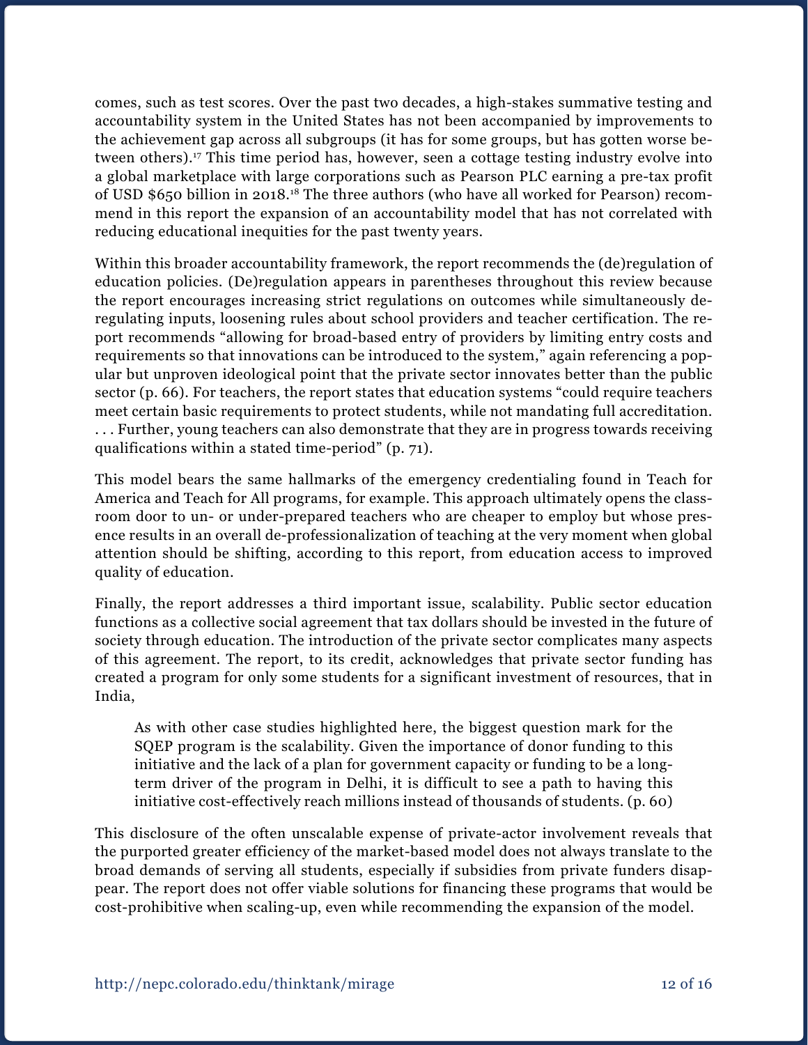comes, such as test scores. Over the past two decades, a high-stakes summative testing and accountability system in the United States has not been accompanied by improvements to the achievement gap across all subgroups (it has for some groups, but has gotten worse between others).[17] This time period has, however, seen a cottage testing industry evolve into a global marketplace with large corporations such as Pearson PLC earning a pre-tax profit of USD $650 billion in 2018.[18] The three authors (who have all worked for Pearson) recommend in this report the expansion of an accountability model that has not correlated with reducing educational inequities for the past twenty years.

Within this broader accountability framework, the report recommends the (de)regulation of education policies. (De)regulation appears in parentheses throughout this review because the report encourages increasing strict regulations on outcomes while simultaneously deregulating inputs, loosening rules about school providers and teacher certification. The report recommends "allowing for broad-based entry of providers by limiting entry costs and requirements so that innovations can be introduced to the system," again referencing a popular but unproven ideological point that the private sector innovates better than the public sector (p. 66). For teachers, the report states that education systems "could require teachers meet certain basic requirements to protect students, while not mandating full accreditation. . . . Further, young teachers can also demonstrate that they are in progress towards receiving qualifications within a stated time-period" (p. 71).

This model bears the same hallmarks of the emergency credentialing found in Teach for America and Teach for All programs, for example. This approach ultimately opens the classroom door to un- or under-prepared teachers who are cheaper to employ but whose presence results in an overall de-professionalization of teaching at the very moment when global attention should be shifting, according to this report, from education access to improved quality of education.

Finally, the report addresses a third important issue, scalability. Public sector education functions as a collective social agreement that tax dollars should be invested in the future of society through education. The introduction of the private sector complicates many aspects of this agreement. The report, to its credit, acknowledges that private sector funding has created a program for only some students for a significant investment of resources, that in India,

> As with other case studies highlighted here, the biggest question mark for the SQEP program is the scalability. Given the importance of donor funding to this initiative and the lack of a plan for government capacity or funding to be a long-term driver of the program in Delhi, it is difficult to see a path to having this initiative cost-effectively reach millions instead of thousands of students. (p. 60)

This disclosure of the often unscalable expense of private-actor involvement reveals that the purported greater efficiency of the market-based model does not always translate to the broad demands of serving all students, especially if subsidies from private funders disappear. The report does not offer viable solutions for financing these programs that would be cost-prohibitive when scaling-up, even while recommending the expansion of the model.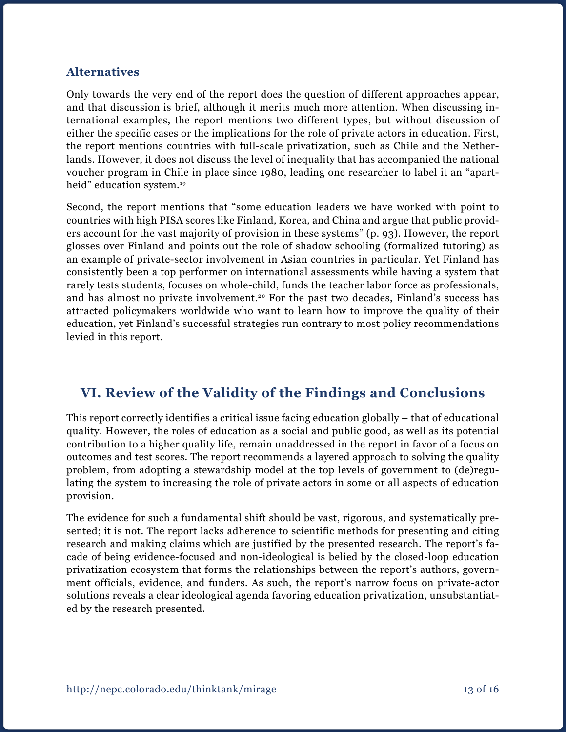### Alternatives

Only towards the very end of the report does the question of different approaches appear, and that discussion is brief, although it merits much more attention. When discussing international examples, the report mentions two different types, but without discussion of either the specific cases or the implications for the role of private actors in education. First, the report mentions countries with full-scale privatization, such as Chile and the Netherlands. However, it does not discuss the level of inequality that has accompanied the national voucher program in Chile in place since 1980, leading one researcher to label it an "apartheid" education system.[19]

Second, the report mentions that "some education leaders we have worked with point to countries with high PISA scores like Finland, Korea, and China and argue that public providers account for the vast majority of provision in these systems" (p. 93). However, the report glosses over Finland and points out the role of shadow schooling (formalized tutoring) as an example of private-sector involvement in Asian countries in particular. Yet Finland has consistently been a top performer on international assessments while having a system that rarely tests students, focuses on whole-child, funds the teacher labor force as professionals, and has almost no private involvement.[20] For the past two decades, Finland's success has attracted policymakers worldwide who want to learn how to improve the quality of their education, yet Finland's successful strategies run contrary to most policy recommendations levied in this report.

## VI. Review of the Validity of the Findings and Conclusions

This report correctly identifies a critical issue facing education globally – that of educational quality. However, the roles of education as a social and public good, as well as its potential contribution to a higher quality life, remain unaddressed in the report in favor of a focus on outcomes and test scores. The report recommends a layered approach to solving the quality problem, from adopting a stewardship model at the top levels of government to (de)regulating the system to increasing the role of private actors in some or all aspects of education provision.

The evidence for such a fundamental shift should be vast, rigorous, and systematically presented; it is not. The report lacks adherence to scientific methods for presenting and citing research and making claims which are justified by the presented research. The report's facade of being evidence-focused and non-ideological is belied by the closed-loop education privatization ecosystem that forms the relationships between the report's authors, government officials, evidence, and funders. As such, the report's narrow focus on private-actor solutions reveals a clear ideological agenda favoring education privatization, unsubstantiated by the research presented.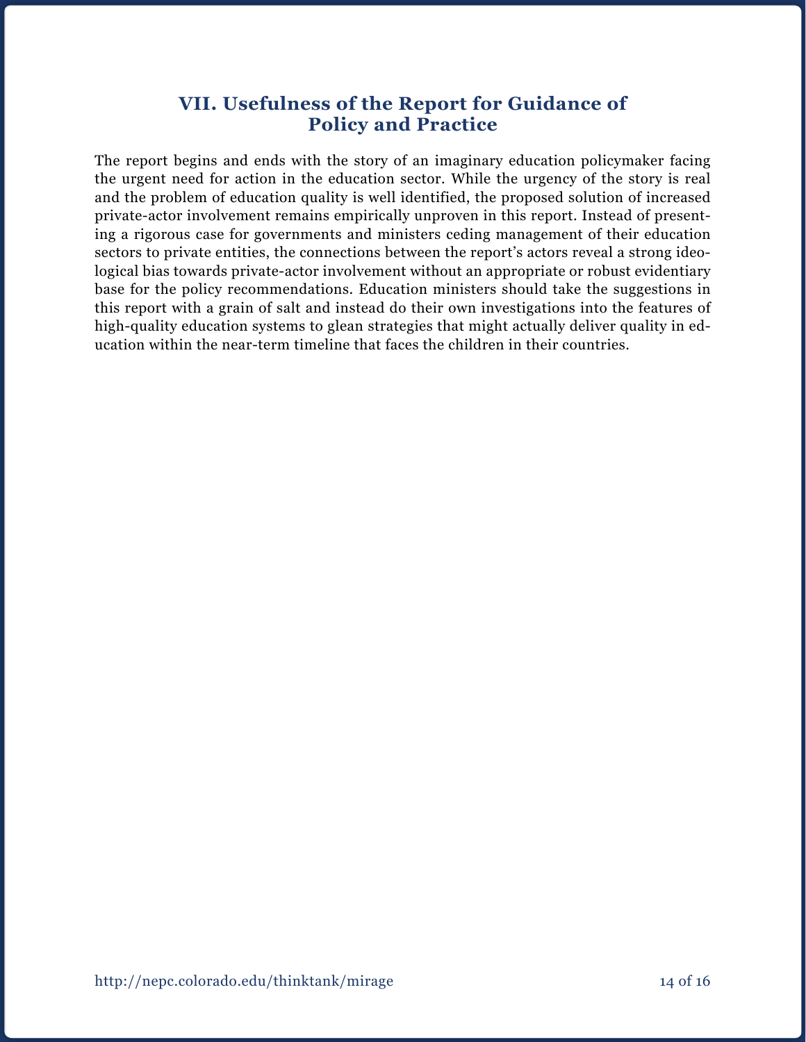## VII. Usefulness of the Report for Guidance of Policy and Practice

The report begins and ends with the story of an imaginary education policymaker facing the urgent need for action in the education sector. While the urgency of the story is real and the problem of education quality is well identified, the proposed solution of increased private-actor involvement remains empirically unproven in this report. Instead of presenting a rigorous case for governments and ministers ceding management of their education sectors to private entities, the connections between the report's actors reveal a strong ideological bias towards private-actor involvement without an appropriate or robust evidentiary base for the policy recommendations. Education ministers should take the suggestions in this report with a grain of salt and instead do their own investigations into the features of high-quality education systems to glean strategies that might actually deliver quality in education within the near-term timeline that faces the children in their countries.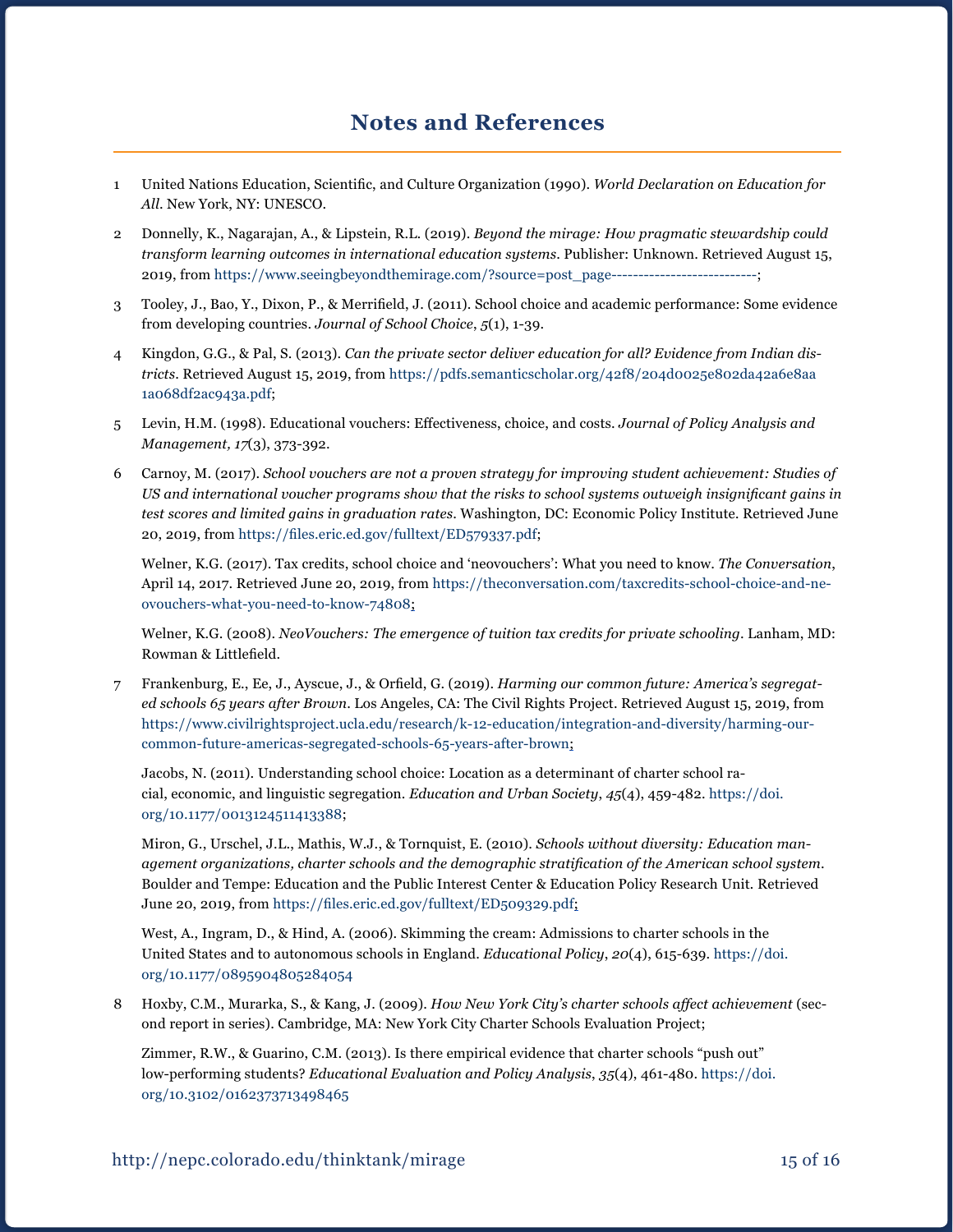# Notes and References

1. United Nations Education, Scientific, and Culture Organization (1990). *World Declaration on Education for All*. New York, NY: UNESCO.

2. Donnelly, K., Nagarajan, A., & Lipstein, R.L. (2019). *Beyond the mirage: How pragmatic stewardship could transform learning outcomes in international education systems*. Publisher: Unknown. Retrieved August 15, 2019, from https://www.seeingbeyondthemirage.com/?source=post_page---------------------------;

3. Tooley, J., Bao, Y., Dixon, P., & Merrifield, J. (2011). School choice and academic performance: Some evidence from developing countries. *Journal of School Choice*, *5*(1), 1-39.

4. Kingdon, G.G., & Pal, S. (2013). *Can the private sector deliver education for all? Evidence from Indian districts*. Retrieved August 15, 2019, from https://pdfs.semanticscholar.org/42f8/204d0025e802da42a6e8aa1a068df2ac943a.pdf;

5. Levin, H.M. (1998). Educational vouchers: Effectiveness, choice, and costs. *Journal of Policy Analysis and Management, 17*(3), 373-392.

6. Carnoy, M. (2017). *School vouchers are not a proven strategy for improving student achievement: Studies of US and international voucher programs show that the risks to school systems outweigh insignificant gains in test scores and limited gains in graduation rates*. Washington, DC: Economic Policy Institute. Retrieved June 20, 2019, from https://files.eric.ed.gov/fulltext/ED579337.pdf;

   Welner, K.G. (2017). Tax credits, school choice and 'neovouchers': What you need to know. *The Conversation*, April 14, 2017. Retrieved June 20, 2019, from https://theconversation.com/taxcredits-school-choice-and-neovouchers-what-you-need-to-know-74808;

   Welner, K.G. (2008). *NeoVouchers: The emergence of tuition tax credits for private schooling*. Lanham, MD: Rowman & Littlefield.

7. Frankenburg, E., Ee, J., Ayscue, J., & Orfield, G. (2019). *Harming our common future: America's segregated schools 65 years after Brown*. Los Angeles, CA: The Civil Rights Project. Retrieved August 15, 2019, from https://www.civilrightsproject.ucla.edu/research/k-12-education/integration-and-diversity/harming-our-common-future-americas-segregated-schools-65-years-after-brown;

   Jacobs, N. (2011). Understanding school choice: Location as a determinant of charter school racial, economic, and linguistic segregation. *Education and Urban Society*, *45*(4), 459-482. https://doi.org/10.1177/0013124511413388;

   Miron, G., Urschel, J.L., Mathis, W.J., & Tornquist, E. (2010). *Schools without diversity: Education management organizations, charter schools and the demographic stratification of the American school system*. Boulder and Tempe: Education and the Public Interest Center & Education Policy Research Unit. Retrieved June 20, 2019, from https://files.eric.ed.gov/fulltext/ED509329.pdf;

   West, A., Ingram, D., & Hind, A. (2006). Skimming the cream: Admissions to charter schools in the United States and to autonomous schools in England. *Educational Policy*, *20*(4), 615-639. https://doi.org/10.1177/0895904805284054

8. Hoxby, C.M., Murarka, S., & Kang, J. (2009). *How New York City's charter schools affect achievement* (second report in series). Cambridge, MA: New York City Charter Schools Evaluation Project;

   Zimmer, R.W., & Guarino, C.M. (2013). Is there empirical evidence that charter schools "push out" low-performing students? *Educational Evaluation and Policy Analysis*, *35*(4), 461-480. https://doi.org/10.3102/0162373713498465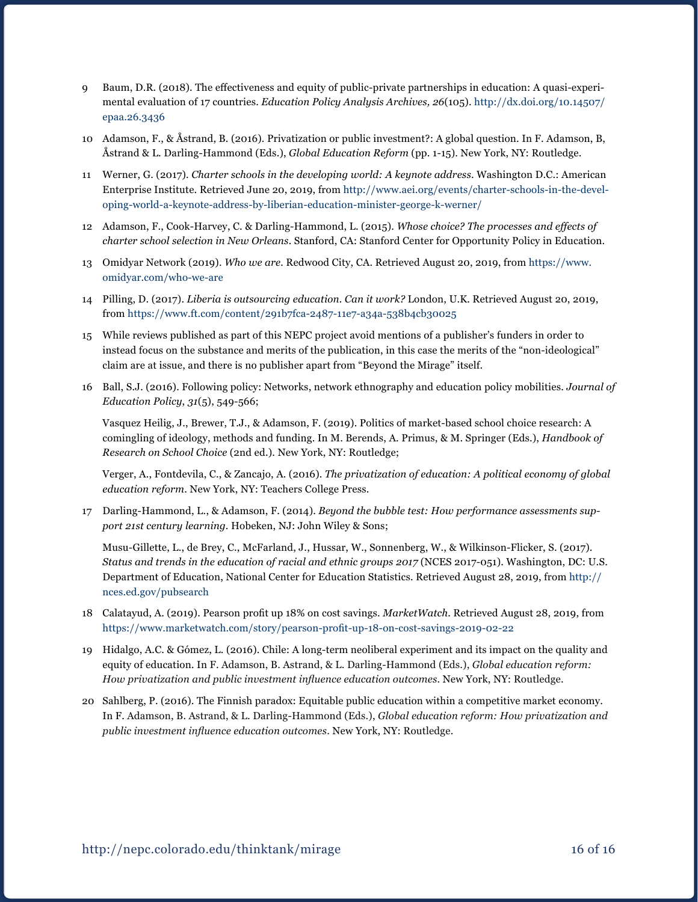9 Baum, D.R. (2018). The effectiveness and equity of public-private partnerships in education: A quasi-experimental evaluation of 17 countries. *Education Policy Analysis Archives, 26*(105). http://dx.doi.org/10.14507/epaa.26.3436

10 Adamson, F., & Åstrand, B. (2016). Privatization or public investment?: A global question. In F. Adamson, B, Åstrand & L. Darling-Hammond (Eds.), *Global Education Reform* (pp. 1-15). New York, NY: Routledge.

11 Werner, G. (2017). *Charter schools in the developing world: A keynote address.* Washington D.C.: American Enterprise Institute. Retrieved June 20, 2019, from http://www.aei.org/events/charter-schools-in-the-developing-world-a-keynote-address-by-liberian-education-minister-george-k-werner/

12 Adamson, F., Cook-Harvey, C. & Darling-Hammond, L. (2015). *Whose choice? The processes and effects of charter school selection in New Orleans*. Stanford, CA: Stanford Center for Opportunity Policy in Education.

13 Omidyar Network (2019). *Who we are*. Redwood City, CA. Retrieved August 20, 2019, from https://www.omidyar.com/who-we-are

14 Pilling, D. (2017). *Liberia is outsourcing education. Can it work?* London, U.K. Retrieved August 20, 2019, from https://www.ft.com/content/291b7fca-2487-11e7-a34a-538b4cb30025

15 While reviews published as part of this NEPC project avoid mentions of a publisher's funders in order to instead focus on the substance and merits of the publication, in this case the merits of the "non-ideological" claim are at issue, and there is no publisher apart from "Beyond the Mirage" itself.

16 Ball, S.J. (2016). Following policy: Networks, network ethnography and education policy mobilities. *Journal of Education Policy*, *31*(5), 549-566;

Vasquez Heilig, J., Brewer, T.J., & Adamson, F. (2019). Politics of market-based school choice research: A comingling of ideology, methods and funding. In M. Berends, A. Primus, & M. Springer (Eds.), *Handbook of Research on School Choice* (2nd ed.). New York, NY: Routledge;

Verger, A., Fontdevila, C., & Zancajo, A. (2016). *The privatization of education: A political economy of global education reform*. New York, NY: Teachers College Press.

17 Darling-Hammond, L., & Adamson, F. (2014). *Beyond the bubble test: How performance assessments support 21st century learning*. Hobeken, NJ: John Wiley & Sons;

Musu-Gillette, L., de Brey, C., McFarland, J., Hussar, W., Sonnenberg, W., & Wilkinson-Flicker, S. (2017). *Status and trends in the education of racial and ethnic groups 2017* (NCES 2017-051). Washington, DC: U.S. Department of Education, National Center for Education Statistics. Retrieved August 28, 2019, from http://nces.ed.gov/pubsearch

18 Calatayud, A. (2019). Pearson profit up 18% on cost savings. *MarketWatch*. Retrieved August 28, 2019, from https://www.marketwatch.com/story/pearson-profit-up-18-on-cost-savings-2019-02-22

19 Hidalgo, A.C. & Gómez, L. (2016). Chile: A long-term neoliberal experiment and its impact on the quality and equity of education. In F. Adamson, B. Astrand, & L. Darling-Hammond (Eds.), *Global education reform: How privatization and public investment influence education outcomes*. New York, NY: Routledge.

20 Sahlberg, P. (2016). The Finnish paradox: Equitable public education within a competitive market economy. In F. Adamson, B. Astrand, & L. Darling-Hammond (Eds.), *Global education reform: How privatization and public investment influence education outcomes*. New York, NY: Routledge.